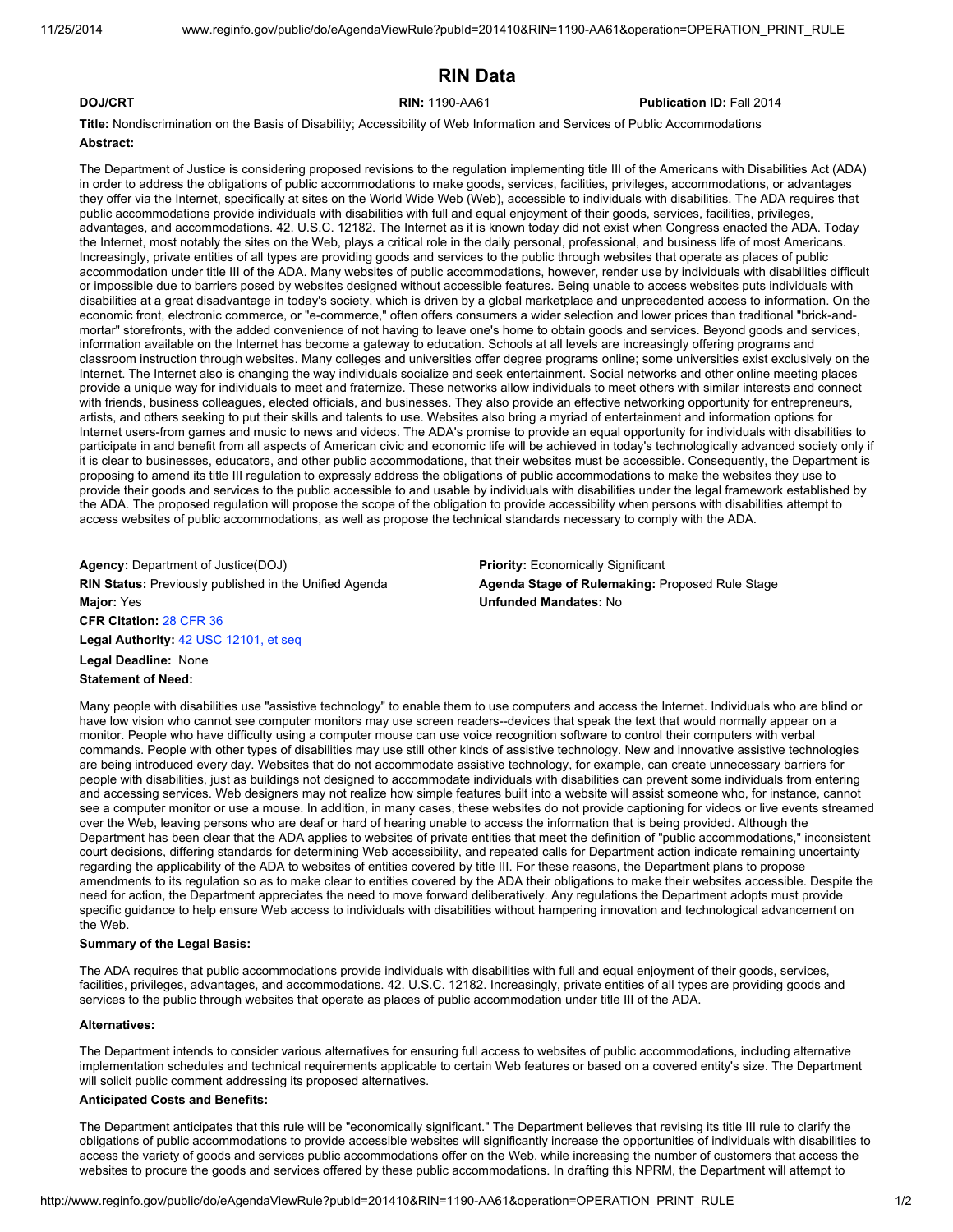# RIN Data

**DOJ/CRT** **RIN:** 1190-AA61 **Publication ID:** Fall 2014

**Title:** Nondiscrimination on the Basis of Disability; Accessibility of Web Information and Services of Public Accommodations

**Abstract:**

The Department of Justice is considering proposed revisions to the regulation implementing title III of the Americans with Disabilities Act (ADA) in order to address the obligations of public accommodations to make goods, services, facilities, privileges, accommodations, or advantages they offer via the Internet, specifically at sites on the World Wide Web (Web), accessible to individuals with disabilities. The ADA requires that public accommodations provide individuals with disabilities with full and equal enjoyment of their goods, services, facilities, privileges, advantages, and accommodations. 42. U.S.C. 12182. The Internet as it is known today did not exist when Congress enacted the ADA. Today the Internet, most notably the sites on the Web, plays a critical role in the daily personal, professional, and business life of most Americans. Increasingly, private entities of all types are providing goods and services to the public through websites that operate as places of public accommodation under title III of the ADA. Many websites of public accommodations, however, render use by individuals with disabilities difficult or impossible due to barriers posed by websites designed without accessible features. Being unable to access websites puts individuals with disabilities at a great disadvantage in today's society, which is driven by a global marketplace and unprecedented access to information. On the economic front, electronic commerce, or "e-commerce," often offers consumers a wider selection and lower prices than traditional "brick-and-mortar" storefronts, with the added convenience of not having to leave one's home to obtain goods and services. Beyond goods and services, information available on the Internet has become a gateway to education. Schools at all levels are increasingly offering programs and classroom instruction through websites. Many colleges and universities offer degree programs online; some universities exist exclusively on the Internet. The Internet also is changing the way individuals socialize and seek entertainment. Social networks and other online meeting places provide a unique way for individuals to meet and fraternize. These networks allow individuals to meet others with similar interests and connect with friends, business colleagues, elected officials, and businesses. They also provide an effective networking opportunity for entrepreneurs, artists, and others seeking to put their skills and talents to use. Websites also bring a myriad of entertainment and information options for Internet users-from games and music to news and videos. The ADA's promise to provide an equal opportunity for individuals with disabilities to participate in and benefit from all aspects of American civic and economic life will be achieved in today's technologically advanced society only if it is clear to businesses, educators, and other public accommodations, that their websites must be accessible. Consequently, the Department is proposing to amend its title III regulation to expressly address the obligations of public accommodations to make the websites they use to provide their goods and services to the public accessible to and usable by individuals with disabilities under the legal framework established by the ADA. The proposed regulation will propose the scope of the obligation to provide accessibility when persons with disabilities attempt to access websites of public accommodations, as well as propose the technical standards necessary to comply with the ADA.

**Agency:** Department of Justice(DOJ)

**Priority:** Economically Significant

**RIN Status:** Previously published in the Unified Agenda

**Agenda Stage of Rulemaking:** Proposed Rule Stage

**Major:** Yes

**Unfunded Mandates:** No

**CFR Citation:** 28 CFR 36

**Legal Authority:** 42 USC 12101, et seq

**Legal Deadline:** None

**Statement of Need:**

Many people with disabilities use "assistive technology" to enable them to use computers and access the Internet. Individuals who are blind or have low vision who cannot see computer monitors may use screen readers--devices that speak the text that would normally appear on a monitor. People who have difficulty using a computer mouse can use voice recognition software to control their computers with verbal commands. People with other types of disabilities may use still other kinds of assistive technology. New and innovative assistive technologies are being introduced every day. Websites that do not accommodate assistive technology, for example, can create unnecessary barriers for people with disabilities, just as buildings not designed to accommodate individuals with disabilities can prevent some individuals from entering and accessing services. Web designers may not realize how simple features built into a website will assist someone who, for instance, cannot see a computer monitor or use a mouse. In addition, in many cases, these websites do not provide captioning for videos or live events streamed over the Web, leaving persons who are deaf or hard of hearing unable to access the information that is being provided. Although the Department has been clear that the ADA applies to websites of private entities that meet the definition of "public accommodations," inconsistent court decisions, differing standards for determining Web accessibility, and repeated calls for Department action indicate remaining uncertainty regarding the applicability of the ADA to websites of entities covered by title III. For these reasons, the Department plans to propose amendments to its regulation so as to make clear to entities covered by the ADA their obligations to make their websites accessible. Despite the need for action, the Department appreciates the need to move forward deliberatively. Any regulations the Department adopts must provide specific guidance to help ensure Web access to individuals with disabilities without hampering innovation and technological advancement on the Web.

**Summary of the Legal Basis:**

The ADA requires that public accommodations provide individuals with disabilities with full and equal enjoyment of their goods, services, facilities, privileges, advantages, and accommodations. 42. U.S.C. 12182. Increasingly, private entities of all types are providing goods and services to the public through websites that operate as places of public accommodation under title III of the ADA.

**Alternatives:**

The Department intends to consider various alternatives for ensuring full access to websites of public accommodations, including alternative implementation schedules and technical requirements applicable to certain Web features or based on a covered entity's size. The Department will solicit public comment addressing its proposed alternatives.

**Anticipated Costs and Benefits:**

The Department anticipates that this rule will be "economically significant." The Department believes that revising its title III rule to clarify the obligations of public accommodations to provide accessible websites will significantly increase the opportunities of individuals with disabilities to access the variety of goods and services public accommodations offer on the Web, while increasing the number of customers that access the websites to procure the goods and services offered by these public accommodations. In drafting this NPRM, the Department will attempt to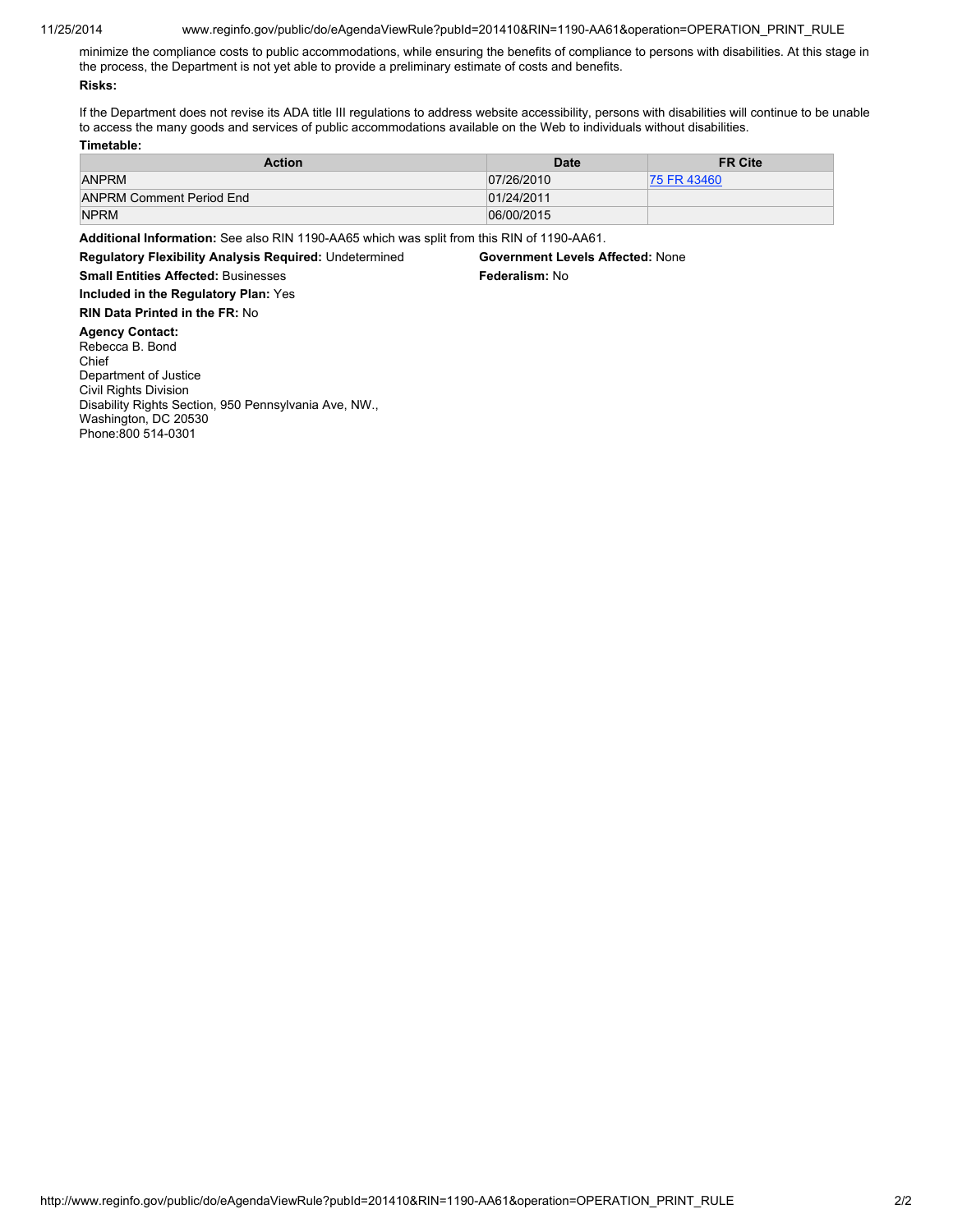minimize the compliance costs to public accommodations, while ensuring the benefits of compliance to persons with disabilities. At this stage in the process, the Department is not yet able to provide a preliminary estimate of costs and benefits.

**Risks:**

If the Department does not revise its ADA title III regulations to address website accessibility, persons with disabilities will continue to be unable to access the many goods and services of public accommodations available on the Web to individuals without disabilities.

**Timetable:**

| Action | Date | FR Cite |
| --- | --- | --- |
| ANPRM | 07/26/2010 | 75 FR 43460 |
| ANPRM Comment Period End | 01/24/2011 | |
| NPRM | 06/00/2015 | |

**Additional Information:** See also RIN 1190-AA65 which was split from this RIN of 1190-AA61.

**Regulatory Flexibility Analysis Required:** Undetermined

**Government Levels Affected:** None

**Small Entities Affected:** Businesses

**Federalism:** No

**Included in the Regulatory Plan:** Yes

**RIN Data Printed in the FR:** No

**Agency Contact:**
Rebecca B. Bond
Chief
Department of Justice
Civil Rights Division
Disability Rights Section, 950 Pennsylvania Ave, NW.,
Washington, DC 20530
Phone:800 514-0301